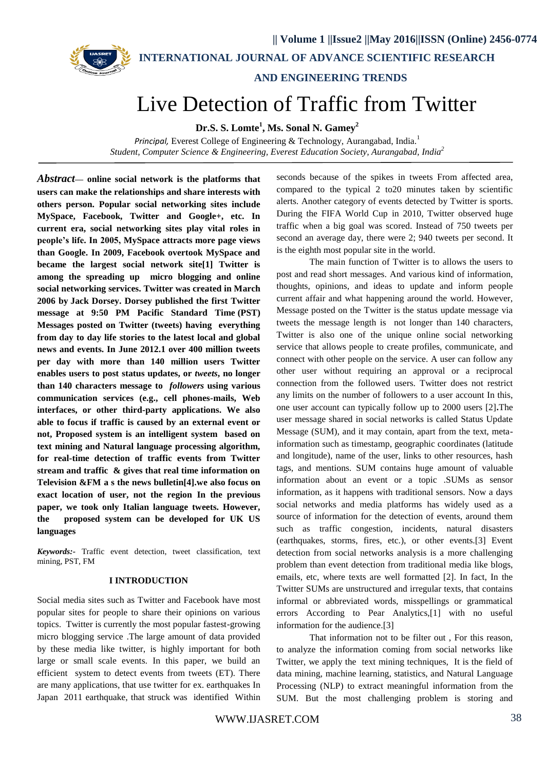# Live Detection of Traffic from Twitter

**Dr.S. S. Lomte[1], Ms. Sonal N. Gamey[2]**

*Principal,* Everest College of Engineering & Technology, Aurangabad, India.[1]

*Student, Computer Science & Engineering, Everest Education Society, Aurangabad, India[2]*

***Abstract*— online social network is the platforms that users can make the relationships and share interests with others person. Popular social networking sites include MySpace, Facebook, Twitter and Google+, etc. In current era, social networking sites play vital roles in people's life. In 2005, MySpace attracts more page views than Google. In 2009, Facebook overtook MySpace and became the largest social network site[1] Twitter is among the spreading up micro blogging and online social networking services. Twitter was created in March 2006 by Jack Dorsey. Dorsey published the first Twitter message at 9:50 PM Pacific Standard Time (PST) Messages posted on Twitter (tweets) having everything from day to day life stories to the latest local and global news and events. In June 2012.1 over 400 million tweets per day with more than 140 million users Twitter enables users to post status updates, or *tweets*, no longer than 140 characters message to *followers* using various communication services (e.g., cell phones-mails, Web interfaces, or other third-party applications. We also able to focus if traffic is caused by an external event or not, Proposed system is an intelligent system based on text mining and Natural language processing algorithm, for real-time detection of traffic events from Twitter stream and traffic & gives that real time information on Television &FM a s the news bulletin[4].we also focus on exact location of user, not the region In the previous paper, we took only Italian language tweets. However, the proposed system can be developed for UK US languages**

***Keywords:-*** Traffic event detection, tweet classification, text mining, PST, FM

## I INTRODUCTION

Social media sites such as Twitter and Facebook have most popular sites for people to share their opinions on various topics. Twitter is currently the most popular fastest-growing micro blogging service .The large amount of data provided by these media like twitter, is highly important for both large or small scale events. In this paper, we build an efficient system to detect events from tweets (ET). There are many applications, that use twitter for ex. earthquakes In Japan 2011 earthquake, that struck was identified Within seconds because of the spikes in tweets From affected area, compared to the typical 2 to20 minutes taken by scientific alerts. Another category of events detected by Twitter is sports. During the FIFA World Cup in 2010, Twitter observed huge traffic when a big goal was scored. Instead of 750 tweets per second an average day, there were 2; 940 tweets per second. It is the eighth most popular site in the world.

The main function of Twitter is to allows the users to post and read short messages. And various kind of information, thoughts, opinions, and ideas to update and inform people current affair and what happening around the world. However, Message posted on the Twitter is the status update message via tweets the message length is not longer than 140 characters, Twitter is also one of the unique online social networking service that allows people to create profiles, communicate, and connect with other people on the service. A user can follow any other user without requiring an approval or a reciprocal connection from the followed users. Twitter does not restrict any limits on the number of followers to a user account In this, one user account can typically follow up to 2000 users [2]**.**The user message shared in social networks is called Status Update Message (SUM), and it may contain, apart from the text, meta-information such as timestamp, geographic coordinates (latitude and longitude), name of the user, links to other resources, hash tags, and mentions. SUM contains huge amount of valuable information about an event or a topic .SUMs as sensor information, as it happens with traditional sensors. Now a days social networks and media platforms has widely used as a source of information for the detection of events, around them such as traffic congestion, incidents, natural disasters (earthquakes, storms, fires, etc.), or other events.[3] Event detection from social networks analysis is a more challenging problem than event detection from traditional media like blogs, emails, etc, where texts are well formatted [2]. In fact, In the Twitter SUMs are unstructured and irregular texts, that contains informal or abbreviated words, misspellings or grammatical errors According to Pear Analytics,[1] with no useful information for the audience.[3]

That information not to be filter out , For this reason, to analyze the information coming from social networks like Twitter, we apply the text mining techniques, It is the field of data mining, machine learning, statistics, and Natural Language Processing (NLP) to extract meaningful information from the SUM. But the most challenging problem is storing and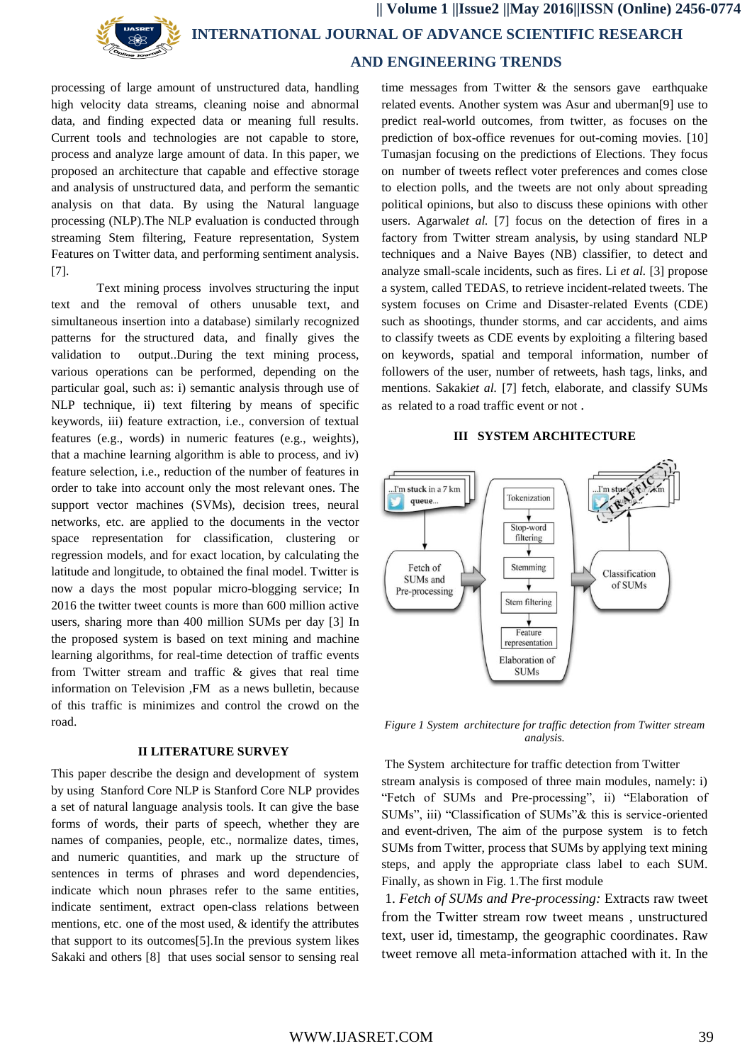processing of large amount of unstructured data, handling high velocity data streams, cleaning noise and abnormal data, and finding expected data or meaning full results. Current tools and technologies are not capable to store, process and analyze large amount of data. In this paper, we proposed an architecture that capable and effective storage and analysis of unstructured data, and perform the semantic analysis on that data. By using the Natural language processing (NLP).The NLP evaluation is conducted through streaming Stem filtering, Feature representation, System Features on Twitter data, and performing sentiment analysis. [7].

Text mining process involves structuring the input text and the removal of others unusable text, and simultaneous insertion into a database) similarly recognized patterns for the structured data, and finally gives the validation to output..During the text mining process, various operations can be performed, depending on the particular goal, such as: i) semantic analysis through use of NLP technique, ii) text filtering by means of specific keywords, iii) feature extraction, i.e., conversion of textual features (e.g., words) in numeric features (e.g., weights), that a machine learning algorithm is able to process, and iv) feature selection, i.e., reduction of the number of features in order to take into account only the most relevant ones. The support vector machines (SVMs), decision trees, neural networks, etc. are applied to the documents in the vector space representation for classification, clustering or regression models, and for exact location, by calculating the latitude and longitude, to obtained the final model. Twitter is now a days the most popular micro-blogging service; In 2016 the twitter tweet counts is more than 600 million active users, sharing more than 400 million SUMs per day [3] In the proposed system is based on text mining and machine learning algorithms, for real-time detection of traffic events from Twitter stream and traffic & gives that real time information on Television ,FM as a news bulletin, because of this traffic is minimizes and control the crowd on the road.

## II LITERATURE SURVEY

This paper describe the design and development of system by using Stanford Core NLP is Stanford Core NLP provides a set of natural language analysis tools. It can give the base forms of words, their parts of speech, whether they are names of companies, people, etc., normalize dates, times, and numeric quantities, and mark up the structure of sentences in terms of phrases and word dependencies, indicate which noun phrases refer to the same entities, indicate sentiment, extract open-class relations between mentions, etc. one of the most used, & identify the attributes that support to its outcomes[5].In the previous system likes Sakaki and others [8] that uses social sensor to sensing real time messages from Twitter & the sensors gave earthquake related events. Another system was Asur and uberman[9] use to predict real-world outcomes, from twitter, as focuses on the prediction of box-office revenues for out-coming movies. [10] Tumasjan focusing on the predictions of Elections. They focus on number of tweets reflect voter preferences and comes close to election polls, and the tweets are not only about spreading political opinions, but also to discuss these opinions with other users. Agarwal*et al.* [7] focus on the detection of fires in a factory from Twitter stream analysis, by using standard NLP techniques and a Naive Bayes (NB) classifier, to detect and analyze small-scale incidents, such as fires. Li *et al.* [3] propose a system, called TEDAS, to retrieve incident-related tweets. The system focuses on Crime and Disaster-related Events (CDE) such as shootings, thunder storms, and car accidents, and aims to classify tweets as CDE events by exploiting a filtering based on keywords, spatial and temporal information, number of followers of the user, number of retweets, hash tags, links, and mentions. Sakaki*et al.* [7] fetch, elaborate, and classify SUMs as related to a road traffic event or not .

## III SYSTEM ARCHITECTURE

*Figure 1 System architecture for traffic detection from Twitter stream analysis.*

The System architecture for traffic detection from Twitter stream analysis is composed of three main modules, namely: i) "Fetch of SUMs and Pre-processing", ii) "Elaboration of SUMs", iii) "Classification of SUMs"& this is service-oriented and event-driven, The aim of the purpose system is to fetch SUMs from Twitter, process that SUMs by applying text mining steps, and apply the appropriate class label to each SUM. Finally, as shown in Fig. 1.The first module

1. *Fetch of SUMs and Pre-processing:* Extracts raw tweet from the Twitter stream row tweet means , unstructured text, user id, timestamp, the geographic coordinates. Raw tweet remove all meta-information attached with it. In the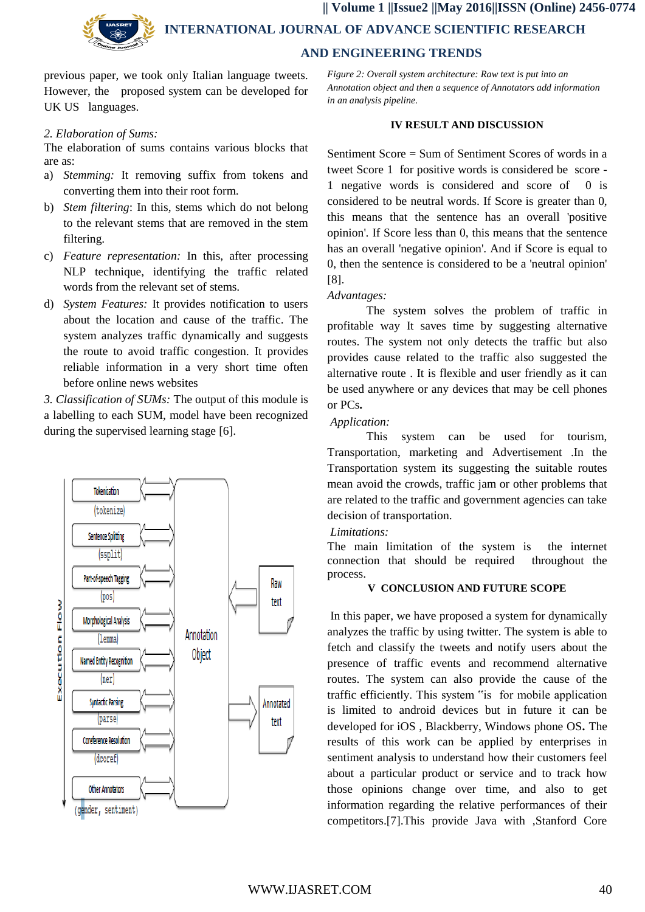previous paper, we took only Italian language tweets. However, the proposed system can be developed for UK US languages.

*2. Elaboration of Sums:*

The elaboration of sums contains various blocks that are as:

a) *Stemming:* It removing suffix from tokens and converting them into their root form.

b) *Stem filtering*: In this, stems which do not belong to the relevant stems that are removed in the stem filtering.

c) *Feature representation:* In this, after processing NLP technique, identifying the traffic related words from the relevant set of stems.

d) *System Features:* It provides notification to users about the location and cause of the traffic. The system analyzes traffic dynamically and suggests the route to avoid traffic congestion. It provides reliable information in a very short time often before online news websites

*3. Classification of SUMs:* The output of this module is a labelling to each SUM, model have been recognized during the supervised learning stage [6].

*Figure 2: Overall system architecture: Raw text is put into an Annotation object and then a sequence of Annotators add information in an analysis pipeline.*

## IV RESULT AND DISCUSSION

Sentiment Score = Sum of Sentiment Scores of words in a tweet Score 1 for positive words is considered be score -1 negative words is considered and score of 0 is considered to be neutral words. If Score is greater than 0, this means that the sentence has an overall 'positive opinion'. If Score less than 0, this means that the sentence has an overall 'negative opinion'. And if Score is equal to 0, then the sentence is considered to be a 'neutral opinion' [8].

*Advantages:*

The system solves the problem of traffic in profitable way It saves time by suggesting alternative routes. The system not only detects the traffic but also provides cause related to the traffic also suggested the alternative route . It is flexible and user friendly as it can be used anywhere or any devices that may be cell phones or PCs**.**

*Application:*

This system can be used for tourism, Transportation, marketing and Advertisement .In the Transportation system its suggesting the suitable routes mean avoid the crowds, traffic jam or other problems that are related to the traffic and government agencies can take decision of transportation.

*Limitations:*

The main limitation of the system is the internet connection that should be required throughout the process.

## V CONCLUSION AND FUTURE SCOPE

In this paper, we have proposed a system for dynamically analyzes the traffic by using twitter. The system is able to fetch and classify the tweets and notify users about the presence of traffic events and recommend alternative routes. The system can also provide the cause of the traffic efficiently. This system "is for mobile application is limited to android devices but in future it can be developed for iOS , Blackberry, Windows phone OS**.** The results of this work can be applied by enterprises in sentiment analysis to understand how their customers feel about a particular product or service and to track how those opinions change over time, and also to get information regarding the relative performances of their competitors.[7].This provide Java with ,Stanford Core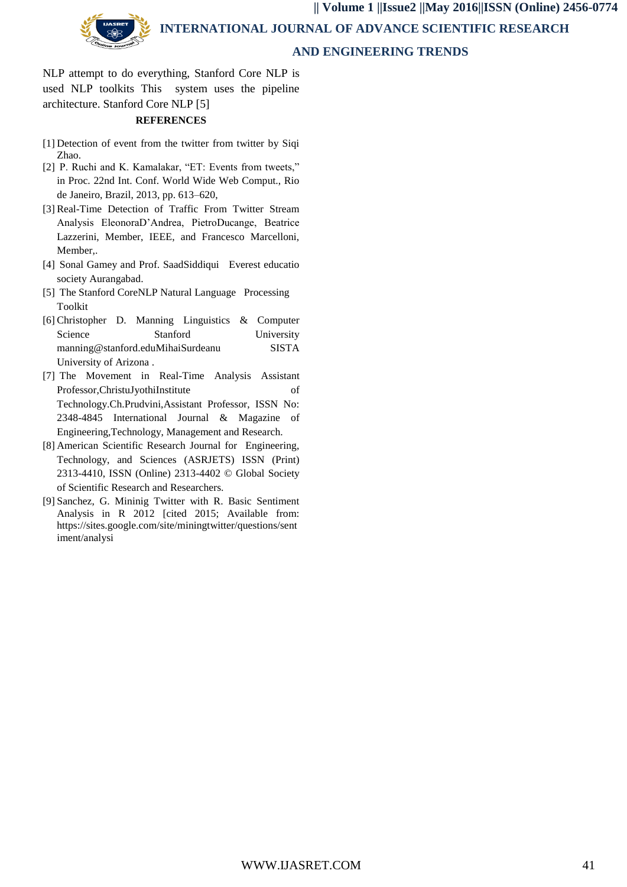NLP attempt to do everything, Stanford Core NLP is used NLP toolkits This system uses the pipeline architecture. Stanford Core NLP [5]

## REFERENCES

[1] Detection of event from the twitter from twitter by Siqi Zhao.

[2] P. Ruchi and K. Kamalakar, "ET: Events from tweets," in Proc. 22nd Int. Conf. World Wide Web Comput., Rio de Janeiro, Brazil, 2013, pp. 613–620,

[3] Real-Time Detection of Traffic From Twitter Stream Analysis EleonoraD'Andrea, PietroDucange, Beatrice Lazzerini, Member, IEEE, and Francesco Marcelloni, Member,.

[4] Sonal Gamey and Prof. SaadSiddiqui Everest educatio society Aurangabad.

[5] The Stanford CoreNLP Natural Language Processing Toolkit

[6] Christopher D. Manning Linguistics & Computer Science Stanford University manning@stanford.eduMihaiSurdeanu SISTA University of Arizona .

[7] The Movement in Real-Time Analysis Assistant Professor,ChristuJyothiInstitute of Technology.Ch.Prudvini,Assistant Professor, ISSN No: 2348-4845 International Journal & Magazine of Engineering,Technology, Management and Research.

[8] American Scientific Research Journal for Engineering, Technology, and Sciences (ASRJETS) ISSN (Print) 2313-4410, ISSN (Online) 2313-4402 © Global Society of Scientific Research and Researchers.

[9] Sanchez, G. Mininig Twitter with R. Basic Sentiment Analysis in R 2012 [cited 2015; Available from: https://sites.google.com/site/miningtwitter/questions/sentiment/analysi